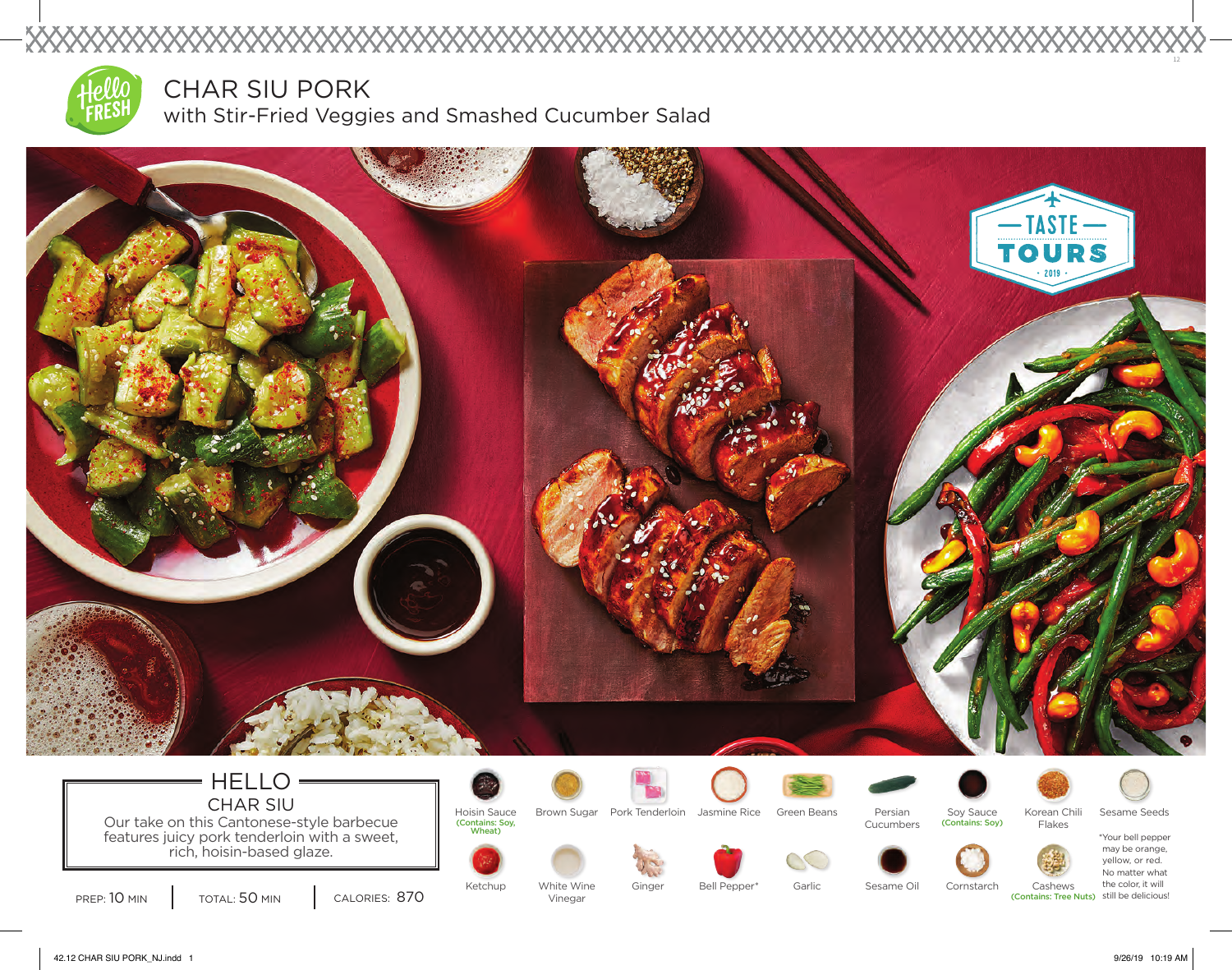# CHAR SIU PORK

## with Stir-Fried Veggies and Smashed Cucumber Salad

TASTE TOURS • 2019 •

### HELLO

CHAR SIU

Our take on this Cantonese-style barbecue features juicy pork tenderloin with a sweet, rich, hoisin-based glaze.

PREP: 10 MIN | TOTAL: 50 MIN | CALORIES: 870

- Hoisin Sauce (Contains: Soy, Wheat)
- Brown Sugar
- Pork Tenderloin
- Jasmine Rice
- Green Beans
- Persian Cucumbers
- Soy Sauce (Contains: Soy)
- Korean Chili Flakes
- Sesame Seeds
- Ketchup
- White Wine Vinegar
- Ginger
- Bell Pepper*
- Garlic
- Sesame Oil
- Cornstarch
- Cashews (Contains: Tree Nuts)

*Your bell pepper may be orange, yellow, or red. No matter what the color, it will still be delicious!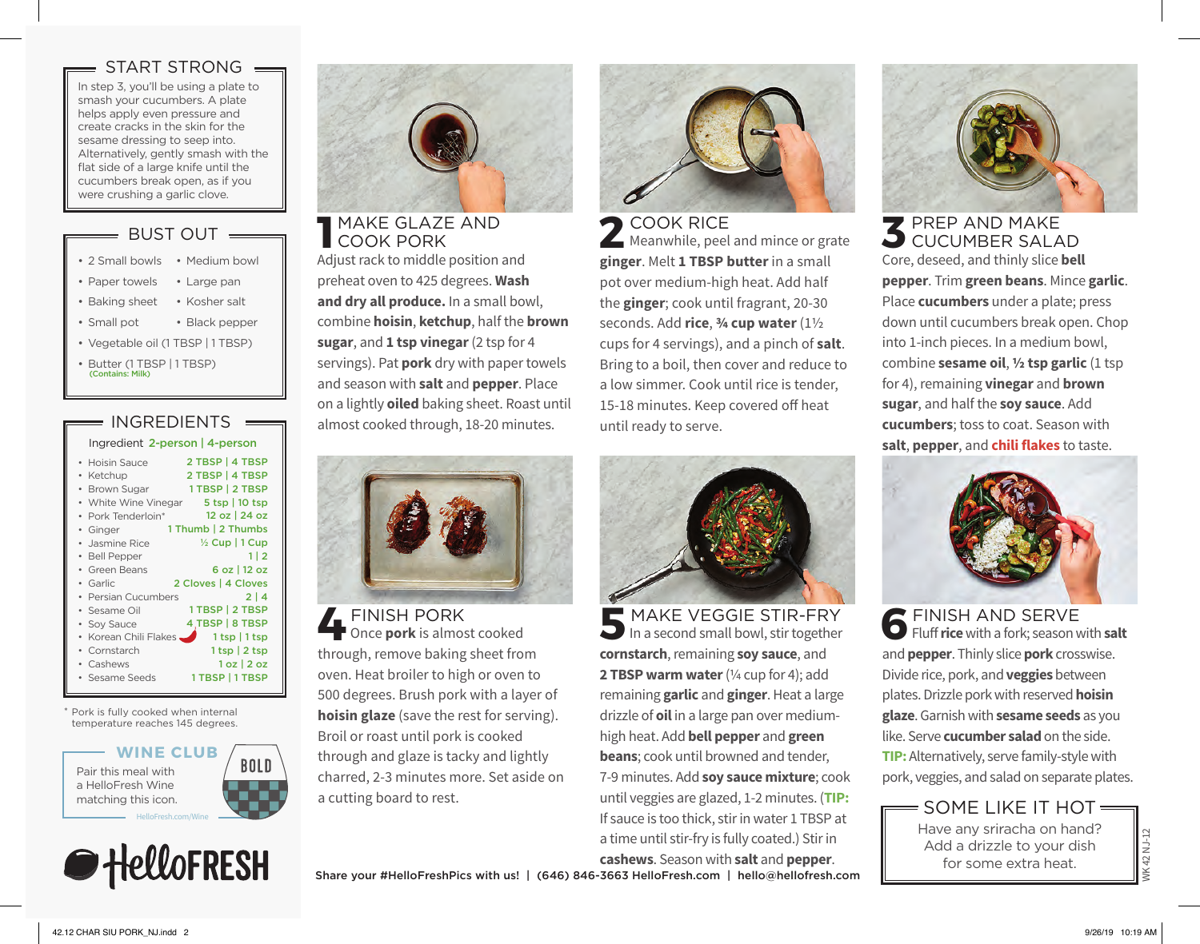## START STRONG

In step 3, you'll be using a plate to smash your cucumbers. A plate helps apply even pressure and create cracks in the skin for the sesame dressing to seep into. Alternatively, gently smash with the flat side of a large knife until the cucumbers break open, as if you were crushing a garlic clove.

## BUST OUT

- 2 Small bowls
- Paper towels
- Baking sheet
- Small pot
- Medium bowl
- Large pan
- Kosher salt
- Black pepper
- Vegetable oil (1 TBSP | 1 TBSP)
- Butter (1 TBSP | 1 TBSP) (Contains: Milk)

## INGREDIENTS

| Ingredient | 2-person \| 4-person |
|---|---|
| Hoisin Sauce | 2 TBSP \| 4 TBSP |
| Ketchup | 2 TBSP \| 4 TBSP |
| Brown Sugar | 1 TBSP \| 2 TBSP |
| White Wine Vinegar | 5 tsp \| 10 tsp |
| Pork Tenderloin* | 12 oz \| 24 oz |
| Ginger | 1 Thumb \| 2 Thumbs |
| Jasmine Rice | ½ Cup \| 1 Cup |
| Bell Pepper | 1 \| 2 |
| Green Beans | 6 oz \| 12 oz |
| Garlic | 2 Cloves \| 4 Cloves |
| Persian Cucumbers | 2 \| 4 |
| Sesame Oil | 1 TBSP \| 2 TBSP |
| Soy Sauce | 4 TBSP \| 8 TBSP |
| Korean Chili Flakes | 1 tsp \| 1 tsp |
| Cornstarch | 1 tsp \| 2 tsp |
| Cashews | 1 oz \| 2 oz |
| Sesame Seeds | 1 TBSP \| 1 TBSP |

\* Pork is fully cooked when internal temperature reaches 145 degrees.

## WINE CLUB

Pair this meal with a HelloFresh Wine matching this icon.

BOLD

HelloFresh.com/Wine

HelloFRESH

## 1 MAKE GLAZE AND COOK PORK

Adjust rack to middle position and preheat oven to 425 degrees. **Wash and dry all produce.** In a small bowl, combine **hoisin**, **ketchup**, half the **brown sugar**, and **1 tsp vinegar** (2 tsp for 4 servings). Pat **pork** dry with paper towels and season with **salt** and **pepper**. Place on a lightly **oiled** baking sheet. Roast until almost cooked through, 18-20 minutes.

## 2 COOK RICE

Meanwhile, peel and mince or grate **ginger**. Melt **1 TBSP butter** in a small pot over medium-high heat. Add half the **ginger**; cook until fragrant, 20-30 seconds. Add **rice**, **¾ cup water** (1½ cups for 4 servings), and a pinch of **salt**. Bring to a boil, then cover and reduce to a low simmer. Cook until rice is tender, 15-18 minutes. Keep covered off heat until ready to serve.

## 3 PREP AND MAKE CUCUMBER SALAD

Core, deseed, and thinly slice **bell pepper**. Trim **green beans**. Mince **garlic**. Place **cucumbers** under a plate; press down until cucumbers break open. Chop into 1-inch pieces. In a medium bowl, combine **sesame oil**, **½ tsp garlic** (1 tsp for 4), remaining **vinegar** and **brown sugar**, and half the **soy sauce**. Add **cucumbers**; toss to coat. Season with **salt**, **pepper**, and **chili flakes** to taste.

## 4 FINISH PORK

Once **pork** is almost cooked through, remove baking sheet from oven. Heat broiler to high or oven to 500 degrees. Brush pork with a layer of **hoisin glaze** (save the rest for serving). Broil or roast until pork is cooked through and glaze is tacky and lightly charred, 2-3 minutes more. Set aside on a cutting board to rest.

## 5 MAKE VEGGIE STIR-FRY

In a second small bowl, stir together **cornstarch**, remaining **soy sauce**, and **2 TBSP warm water** (¼ cup for 4); add remaining **garlic** and **ginger**. Heat a large drizzle of **oil** in a large pan over medium-high heat. Add **bell pepper** and **green beans**; cook until browned and tender, 7-9 minutes. Add **soy sauce mixture**; cook until veggies are glazed, 1-2 minutes. (**TIP:** If sauce is too thick, stir in water 1 TBSP at a time until stir-fry is fully coated.) Stir in **cashews**. Season with **salt** and **pepper**.

## 6 FINISH AND SERVE

Fluff **rice** with a fork; season with **salt** and **pepper**. Thinly slice **pork** crosswise. Divide rice, pork, and **veggies** between plates. Drizzle pork with reserved **hoisin glaze**. Garnish with **sesame seeds** as you like. Serve **cucumber salad** on the side.

**TIP:** Alternatively, serve family-style with pork, veggies, and salad on separate plates.

## SOME LIKE IT HOT

Have any sriracha on hand? Add a drizzle to your dish for some extra heat.

Share your #HelloFreshPics with us! | (646) 846-3663 HelloFresh.com | hello@hellofresh.com

WK 42 NJ-12